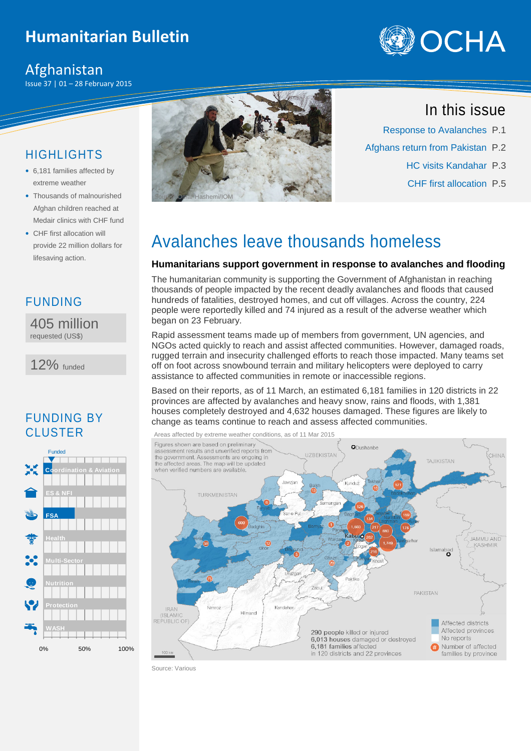# Humanitarian Bulletin

## Afghanistan

Issue 37 | 01 – 28 February 2015

Source: Omar Hashemi/IOM

## In this issue

- Response to Avalanches P.1
- Afghans return from Pakistan P.2
- HC visits Kandahar P.3
- CHF first allocation P.5

## HIGHLIGHTS

- 6,181 families affected by extreme weather
- Thousands of malnourished Afghan children reached at Medair clinics with CHF fund
- CHF first allocation will provide 22 million dollars for lifesaving action.

## FUNDING

**405 million**
requested (US$)

**12%** funded

## FUNDING BY CLUSTER

Funded

- Coordination & Aviation
- ES & NFI
- FSA
- Health
- Multi-Sector
- Nutrition
- Protection
- WASH

0% 50% 100%

# Avalanches leave thousands homeless

### Humanitarians support government in response to avalanches and flooding

The humanitarian community is supporting the Government of Afghanistan in reaching thousands of people impacted by the recent deadly avalanches and floods that caused hundreds of fatalities, destroyed homes, and cut off villages. Across the country, 224 people were reportedly killed and 74 injured as a result of the adverse weather which began on 23 February.

Rapid assessment teams made up of members from government, UN agencies, and NGOs acted quickly to reach and assist affected communities. However, damaged roads, rugged terrain and insecurity challenged efforts to reach those impacted. Many teams set off on foot across snowbound terrain and military helicopters were deployed to carry assistance to affected communities in remote or inaccessible regions.

Based on their reports, as of 11 March, an estimated 6,181 families in 120 districts in 22 provinces are affected by avalanches and heavy snow, rains and floods, with 1,381 houses completely destroyed and 4,632 houses damaged. These figures are likely to change as teams continue to reach and assess affected communities.

Areas affected by extreme weather conditions, as of 11 Mar 2015

Figures shown are based on preliminary assessment results and unverified reports from the government. Assessments are ongoing in the affected areas. The map will be updated when verified numbers are available.

290 people killed or injured
6,013 houses damaged or destroyed
6,181 families affected
in 120 districts and 22 provinces

Legend: Affected districts; Affected provinces; No reports; # Number of affected families by province

Source: Various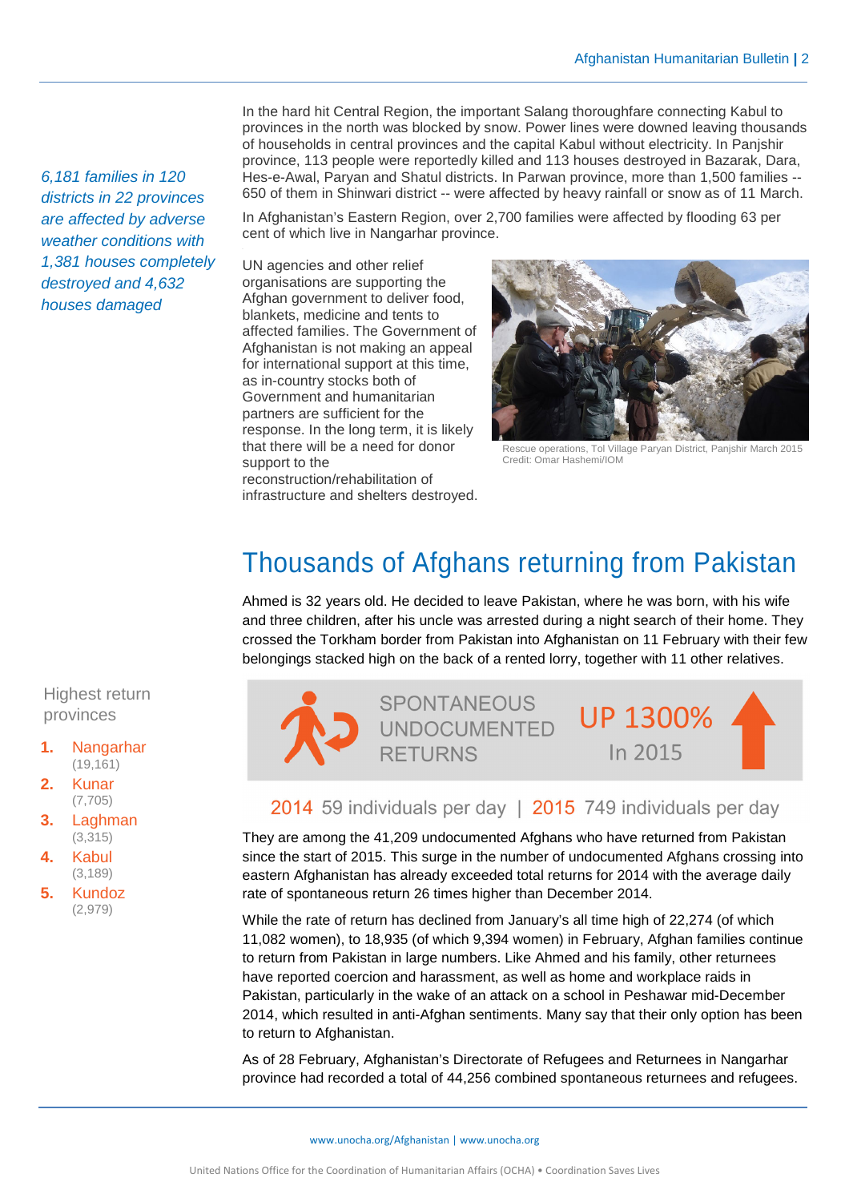*6,181 families in 120 districts in 22 provinces are affected by adverse weather conditions with 1,381 houses completely destroyed and 4,632 houses damaged*

In the hard hit Central Region, the important Salang thoroughfare connecting Kabul to provinces in the north was blocked by snow. Power lines were downed leaving thousands of households in central provinces and the capital Kabul without electricity. In Panjshir province, 113 people were reportedly killed and 113 houses destroyed in Bazarak, Dara, Hes-e-Awal, Paryan and Shatul districts. In Parwan province, more than 1,500 families -- 650 of them in Shinwari district -- were affected by heavy rainfall or snow as of 11 March.

In Afghanistan's Eastern Region, over 2,700 families were affected by flooding 63 per cent of which live in Nangarhar province.

UN agencies and other relief organisations are supporting the Afghan government to deliver food, blankets, medicine and tents to affected families. The Government of Afghanistan is not making an appeal for international support at this time, as in-country stocks both of Government and humanitarian partners are sufficient for the response. In the long term, it is likely that there will be a need for donor support to the reconstruction/rehabilitation of infrastructure and shelters destroyed.

Rescue operations, Tol Village Paryan District, Panjshir March 2015
Credit: Omar Hashemi/IOM

## Thousands of Afghans returning from Pakistan

Ahmed is 32 years old. He decided to leave Pakistan, where he was born, with his wife and three children, after his uncle was arrested during a night search of their home. They crossed the Torkham border from Pakistan into Afghanistan on 11 February with their few belongings stacked high on the back of a rented lorry, together with 11 other relatives.

SPONTANEOUS UNDOCUMENTED RETURNS — UP 1300% In 2015

2014 59 individuals per day | 2015 749 individuals per day

They are among the 41,209 undocumented Afghans who have returned from Pakistan since the start of 2015. This surge in the number of undocumented Afghans crossing into eastern Afghanistan has already exceeded total returns for 2014 with the average daily rate of spontaneous return 26 times higher than December 2014.

While the rate of return has declined from January's all time high of 22,274 (of which 11,082 women), to 18,935 (of which 9,394 women) in February, Afghan families continue to return from Pakistan in large numbers. Like Ahmed and his family, other returnees have reported coercion and harassment, as well as home and workplace raids in Pakistan, particularly in the wake of an attack on a school in Peshawar mid-December 2014, which resulted in anti-Afghan sentiments. Many say that their only option has been to return to Afghanistan.

As of 28 February, Afghanistan's Directorate of Refugees and Returnees in Nangarhar province had recorded a total of 44,256 combined spontaneous returnees and refugees.

Highest return provinces

1. Nangarhar (19,161)
2. Kunar (7,705)
3. Laghman (3,315)
4. Kabul (3,189)
5. Kundoz (2,979)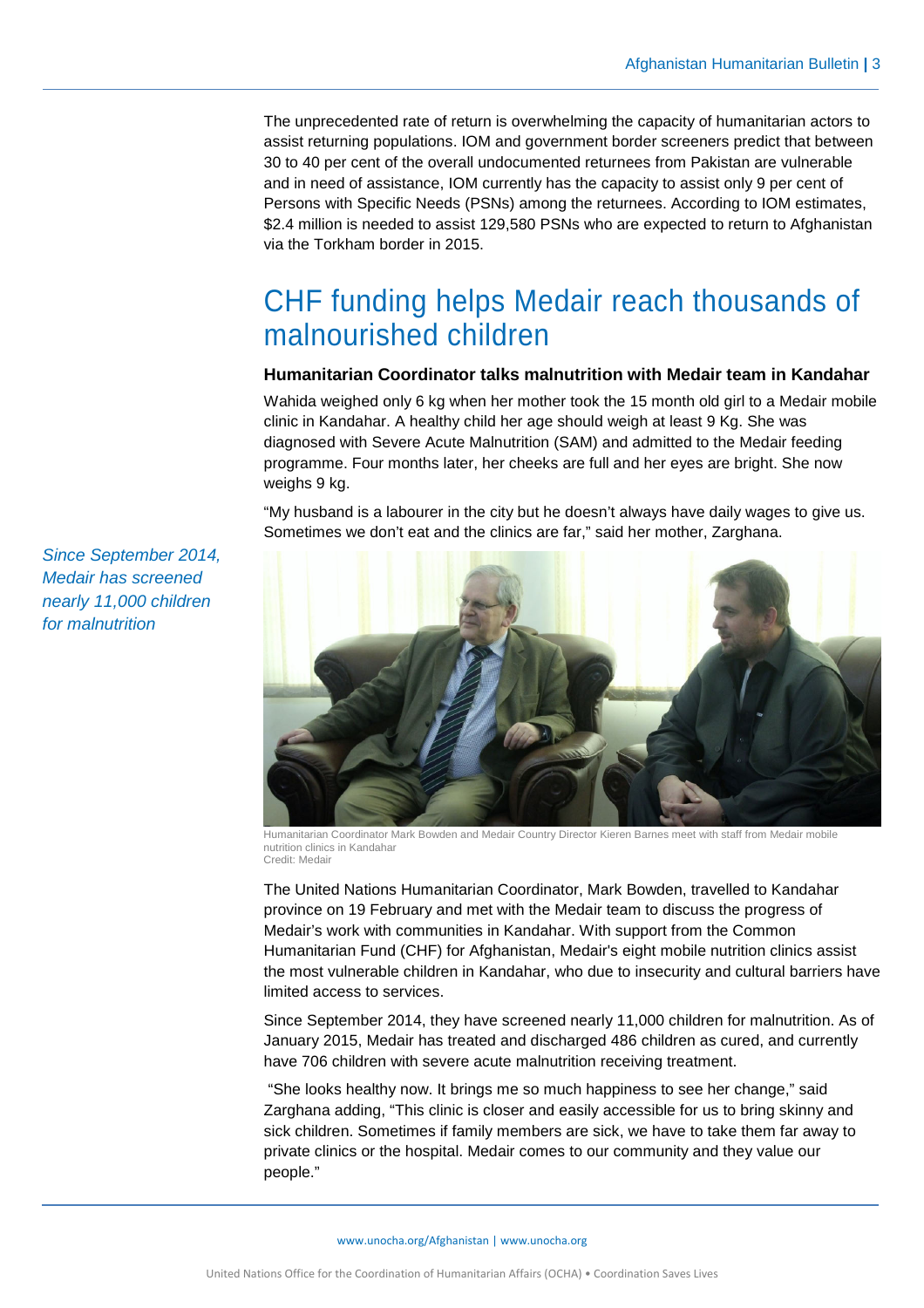The unprecedented rate of return is overwhelming the capacity of humanitarian actors to assist returning populations. IOM and government border screeners predict that between 30 to 40 per cent of the overall undocumented returnees from Pakistan are vulnerable and in need of assistance, IOM currently has the capacity to assist only 9 per cent of Persons with Specific Needs (PSNs) among the returnees. According to IOM estimates, $2.4 million is needed to assist 129,580 PSNs who are expected to return to Afghanistan via the Torkham border in 2015.

# CHF funding helps Medair reach thousands of malnourished children

### Humanitarian Coordinator talks malnutrition with Medair team in Kandahar

Wahida weighed only 6 kg when her mother took the 15 month old girl to a Medair mobile clinic in Kandahar. A healthy child her age should weigh at least 9 Kg. She was diagnosed with Severe Acute Malnutrition (SAM) and admitted to the Medair feeding programme. Four months later, her cheeks are full and her eyes are bright. She now weighs 9 kg.

"My husband is a labourer in the city but he doesn't always have daily wages to give us. Sometimes we don't eat and the clinics are far," said her mother, Zarghana.

*Since September 2014, Medair has screened nearly 11,000 children for malnutrition*

Humanitarian Coordinator Mark Bowden and Medair Country Director Kieren Barnes meet with staff from Medair mobile nutrition clinics in Kandahar
Credit: Medair

The United Nations Humanitarian Coordinator, Mark Bowden, travelled to Kandahar province on 19 February and met with the Medair team to discuss the progress of Medair's work with communities in Kandahar. With support from the Common Humanitarian Fund (CHF) for Afghanistan, Medair's eight mobile nutrition clinics assist the most vulnerable children in Kandahar, who due to insecurity and cultural barriers have limited access to services.

Since September 2014, they have screened nearly 11,000 children for malnutrition. As of January 2015, Medair has treated and discharged 486 children as cured, and currently have 706 children with severe acute malnutrition receiving treatment.

"She looks healthy now. It brings me so much happiness to see her change," said Zarghana adding, "This clinic is closer and easily accessible for us to bring skinny and sick children. Sometimes if family members are sick, we have to take them far away to private clinics or the hospital. Medair comes to our community and they value our people."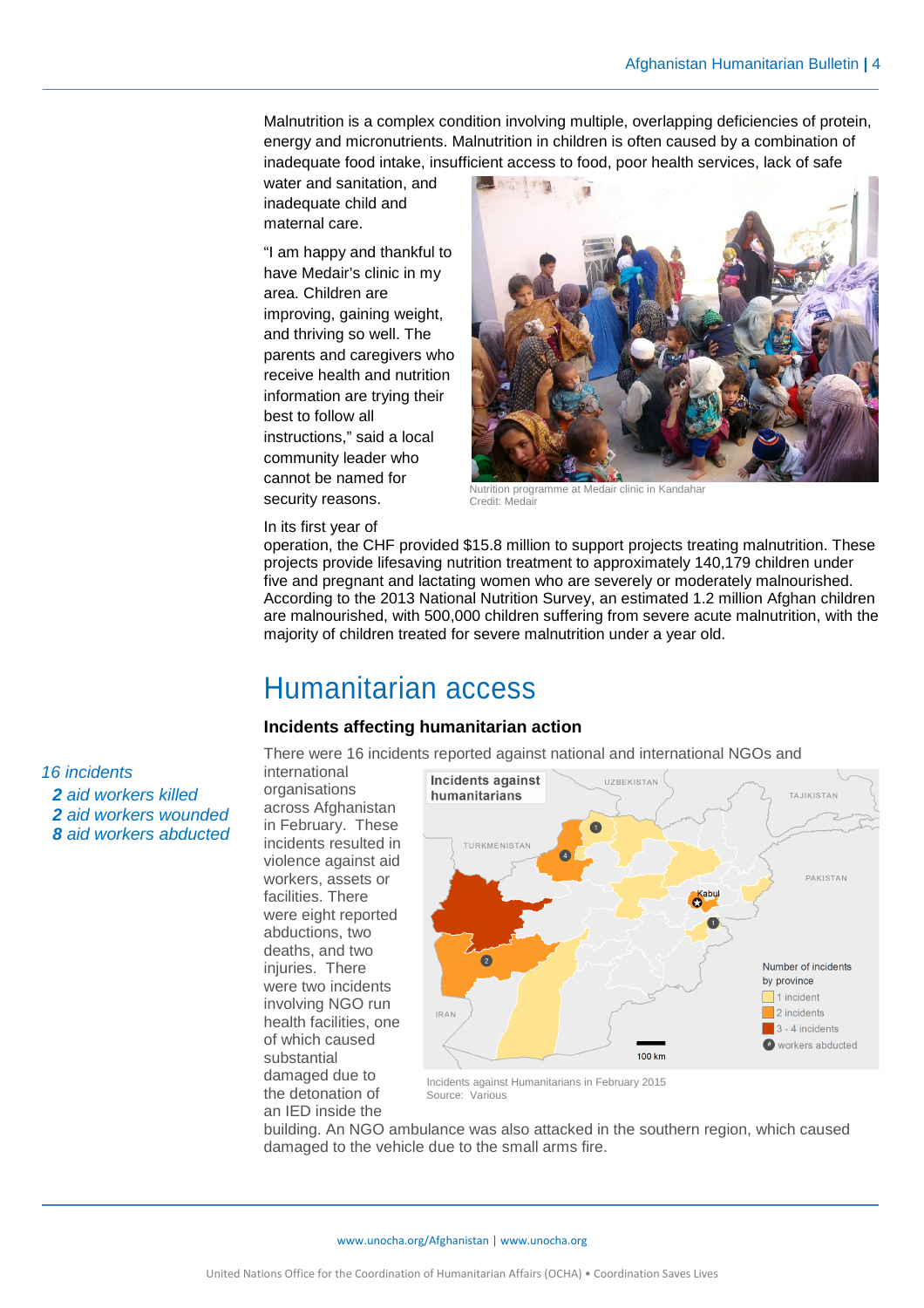Malnutrition is a complex condition involving multiple, overlapping deficiencies of protein, energy and micronutrients. Malnutrition in children is often caused by a combination of inadequate food intake, insufficient access to food, poor health services, lack of safe water and sanitation, and inadequate child and maternal care.

"I am happy and thankful to have Medair's clinic in my area. Children are improving, gaining weight, and thriving so well. The parents and caregivers who receive health and nutrition information are trying their best to follow all instructions," said a local community leader who cannot be named for security reasons.

Nutrition programme at Medair clinic in Kandahar
Credit: Medair

In its first year of operation, the CHF provided $15.8 million to support projects treating malnutrition. These projects provide lifesaving nutrition treatment to approximately 140,179 children under five and pregnant and lactating women who are severely or moderately malnourished. According to the 2013 National Nutrition Survey, an estimated 1.2 million Afghan children are malnourished, with 500,000 children suffering from severe acute malnutrition, with the majority of children treated for severe malnutrition under a year old.

# Humanitarian access

### Incidents affecting humanitarian action

*16 incidents*
***2** aid workers killed*
***2** aid workers wounded*
***8** aid workers abducted*

There were 16 incidents reported against national and international NGOs and international organisations across Afghanistan in February. These incidents resulted in violence against aid workers, assets or facilities. There were eight reported abductions, two deaths, and two injuries. There were two incidents involving NGO run health facilities, one of which caused substantial damaged due to the detonation of an IED inside the building. An NGO ambulance was also attacked in the southern region, which caused damaged to the vehicle due to the small arms fire.

Incidents against Humanitarians in February 2015
Source: Various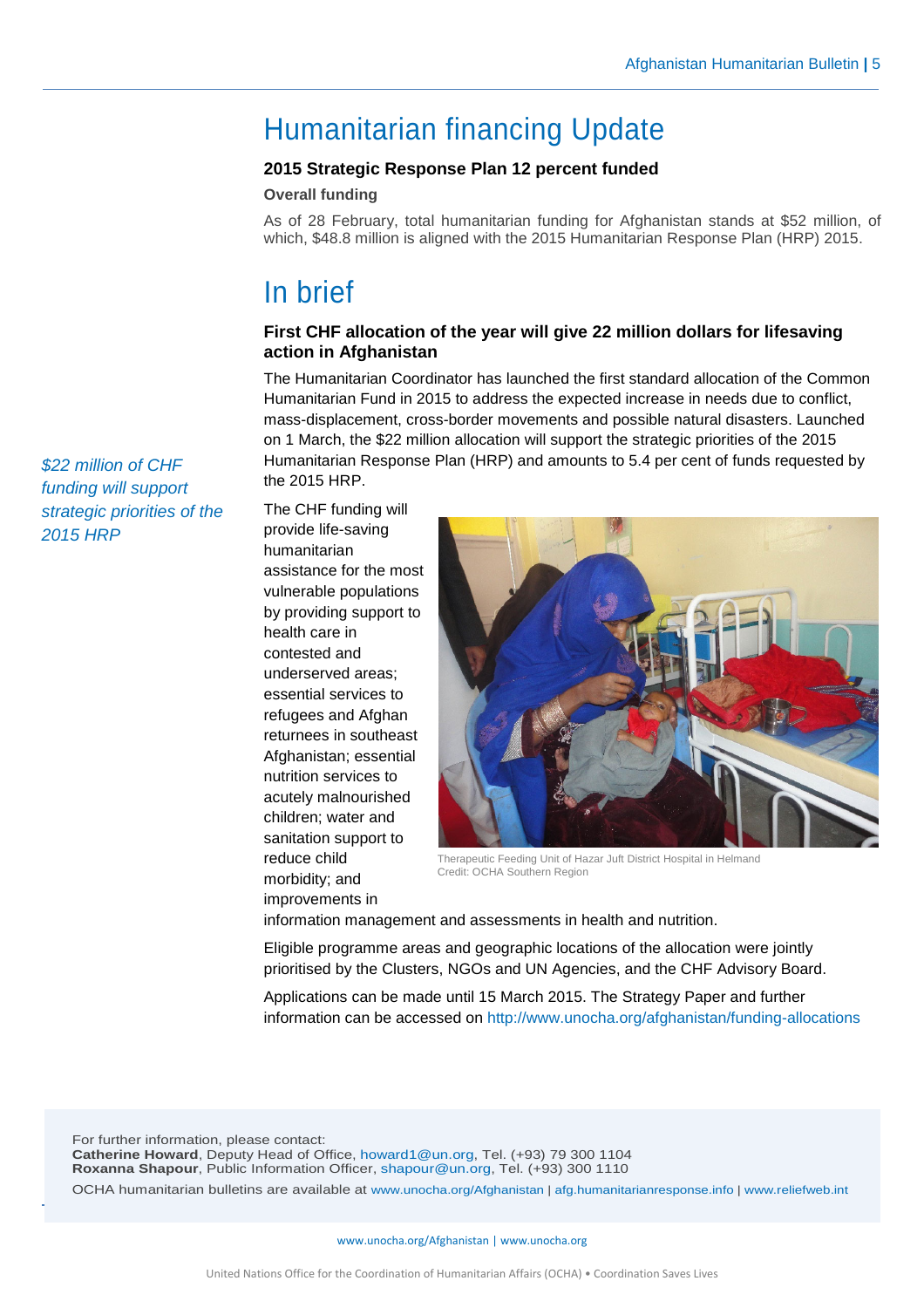# Humanitarian financing Update

### 2015 Strategic Response Plan 12 percent funded

**Overall funding**

As of 28 February, total humanitarian funding for Afghanistan stands at $52 million, of which, $48.8 million is aligned with the 2015 Humanitarian Response Plan (HRP) 2015.

# In brief

### First CHF allocation of the year will give 22 million dollars for lifesaving action in Afghanistan

*$22 million of CHF funding will support strategic priorities of the 2015 HRP*

The Humanitarian Coordinator has launched the first standard allocation of the Common Humanitarian Fund in 2015 to address the expected increase in needs due to conflict, mass-displacement, cross-border movements and possible natural disasters. Launched on 1 March, the $22 million allocation will support the strategic priorities of the 2015 Humanitarian Response Plan (HRP) and amounts to 5.4 per cent of funds requested by the 2015 HRP.

The CHF funding will provide life-saving humanitarian assistance for the most vulnerable populations by providing support to health care in contested and underserved areas; essential services to refugees and Afghan returnees in southeast Afghanistan; essential nutrition services to acutely malnourished children; water and sanitation support to reduce child morbidity; and improvements in information management and assessments in health and nutrition.

Therapeutic Feeding Unit of Hazar Juft District Hospital in Helmand
Credit: OCHA Southern Region

Eligible programme areas and geographic locations of the allocation were jointly prioritised by the Clusters, NGOs and UN Agencies, and the CHF Advisory Board.

Applications can be made until 15 March 2015. The Strategy Paper and further information can be accessed on http://www.unocha.org/afghanistan/funding-allocations

For further information, please contact:
**Catherine Howard**, Deputy Head of Office, howard1@un.org, Tel. (+93) 79 300 1104
**Roxanna Shapour**, Public Information Officer, shapour@un.org, Tel. (+93) 300 1110

OCHA humanitarian bulletins are available at www.unocha.org/Afghanistan | afg.humanitarianresponse.info | www.reliefweb.int